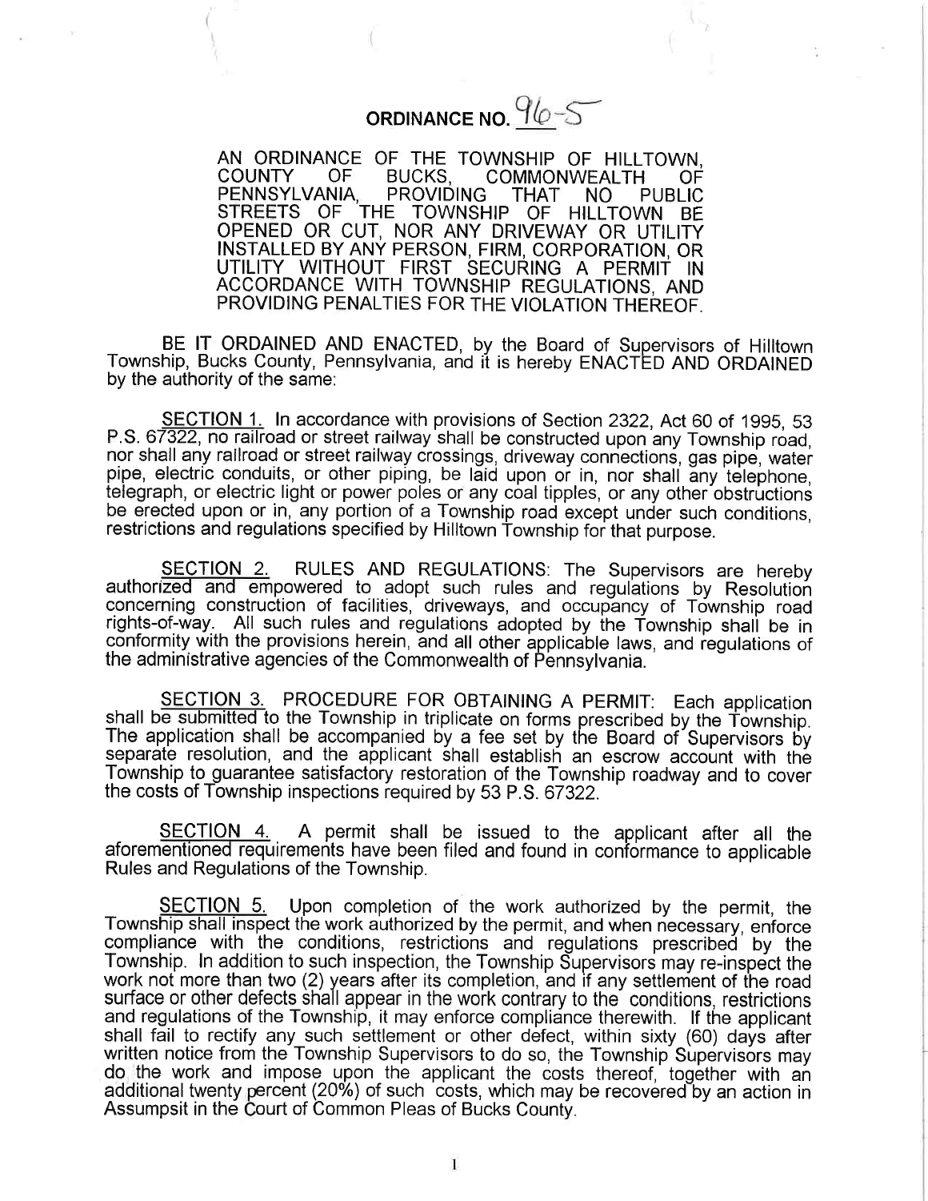# ORDINANCE NO. 96-5

AN ORDINANCE OF THE TOWNSHIP OF HILLTOWN, COUNTY OF BUCKS, COMMONWEALTH OF PENNSYLVANIA, PROVIDING THAT NO PUBLIC STREETS OF THE TOWNSHIP OF HILLTOWN BE OPENED OR CUT, NOR ANY DRIVEWAY OR UTILITY INSTALLED BY ANY PERSON, FIRM, CORPORATION, OR UTILITY WITHOUT FIRST SECURING A PERMIT IN ACCORDANCE WITH TOWNSHIP REGULATIONS, AND PROVIDING PENALTIES FOR THE VIOLATION THEREOF.

BE IT ORDAINED AND ENACTED, by the Board of Supervisors of Hilltown Township, Bucks County, Pennsylvania, and it is hereby ENACTED AND ORDAINED by the authority of the same:

SECTION 1. In accordance with provisions of Section 2322, Act 60 of 1995, 53 P.S. 67322, no railroad or street railway shall be constructed upon any Township road, nor shall any railroad or street railway crossings, driveway connections, gas pipe, water pipe, electric conduits, or other piping, be laid upon or in, nor shall any telephone, telegraph, or electric light or power poles or any coal tipples, or any other obstructions be erected upon or in, any portion of a Township road except under such conditions, restrictions and regulations specified by Hilltown Township for that purpose.

SECTION 2. RULES AND REGULATIONS: The Supervisors are hereby authorized and empowered to adopt such rules and regulations by Resolution concerning construction of facilities, driveways, and occupancy of Township road rights-of-way. All such rules and regulations adopted by the Township shall be in conformity with the provisions herein, and all other applicable laws, and regulations of the administrative agencies of the Commonwealth of Pennsylvania.

SECTION 3. PROCEDURE FOR OBTAINING A PERMIT: Each application shall be submitted to the Township in triplicate on forms prescribed by the Township. The application shall be accompanied by a fee set by the Board of Supervisors by separate resolution, and the applicant shall establish an escrow account with the Township to guarantee satisfactory restoration of the Township roadway and to cover the costs of Township inspections required by 53 P.S. 67322.

SECTION 4. A permit shall be issued to the applicant after all the aforementioned requirements have been filed and found in conformance to applicable Rules and Regulations of the Township.

SECTION 5. Upon completion of the work authorized by the permit, the Township shall inspect the work authorized by the permit, and when necessary, enforce compliance with the conditions, restrictions and regulations prescribed by the Township. In addition to such inspection, the Township Supervisors may re-inspect the work not more than two (2) years after its completion, and if any settlement of the road surface or other defects shall appear in the work contrary to the conditions, restrictions and regulations of the Township, it may enforce compliance therewith. If the applicant shall fail to rectify any such settlement or other defect, within sixty (60) days after written notice from the Township Supervisors to do so, the Township Supervisors may do the work and impose upon the applicant the costs thereof, together with an additional twenty percent (20%) of such costs, which may be recovered by an action in Assumpsit in the Court of Common Pleas of Bucks County.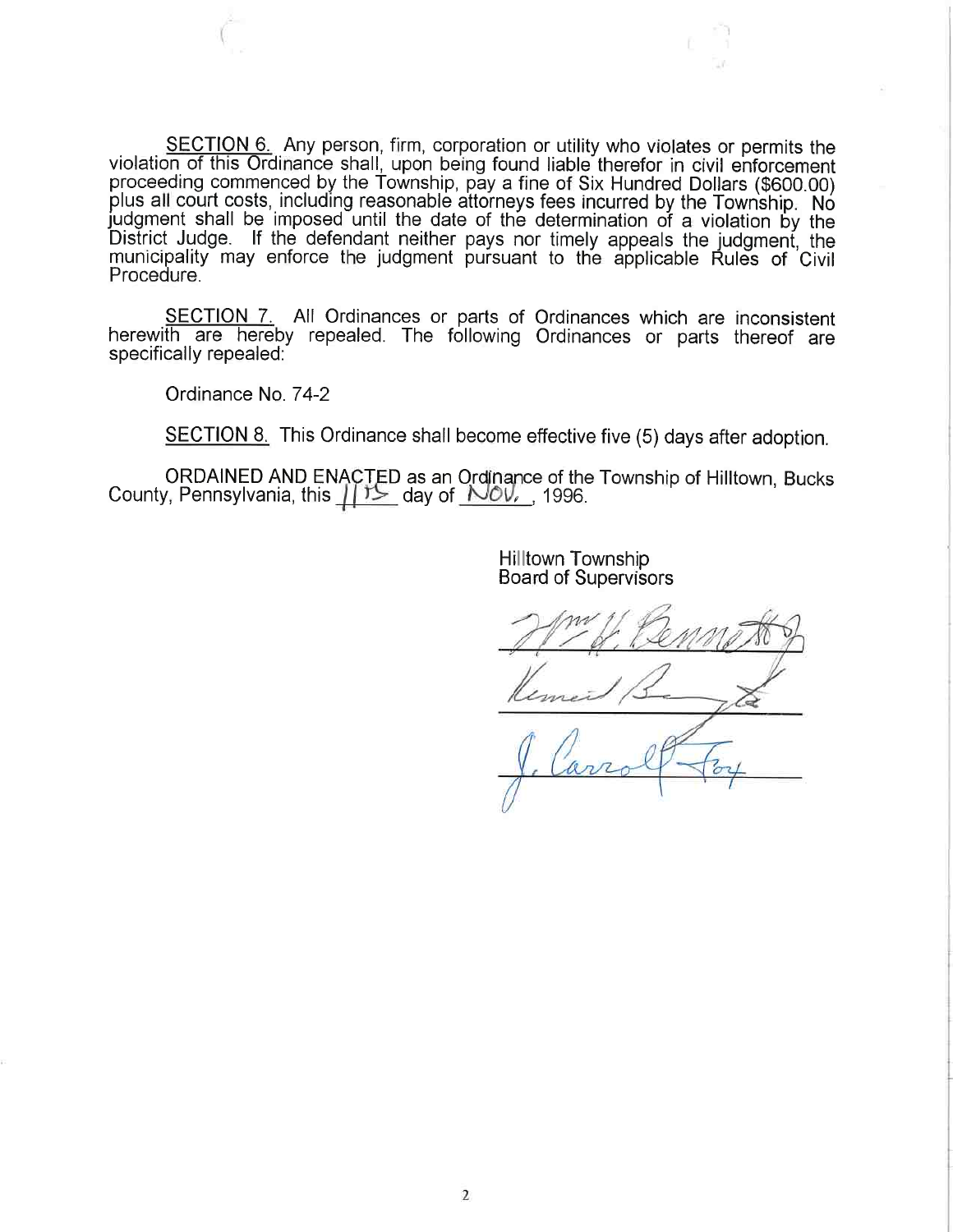<u>SECTION 6.</u> Any person, firm, corporation or utility who violates or permits the violation of this Ordinance shall, upon being found liable therefor in civil enforcement proceeding commenced by the Township, pay a fine of Six Hundred Dollars ($600.00) plus all court costs, including reasonable attorneys fees incurred by the Township. No judgment shall be imposed until the date of the determination of a violation by the District Judge. If the defendant neither pays nor timely appeals the judgment, the municipality may enforce the judgment pursuant to the applicable Rules of Civil Procedure.

<u>SECTION 7.</u> All Ordinances or parts of Ordinances which are inconsistent herewith are hereby repealed. The following Ordinances or parts thereof are specifically repealed:

Ordinance No. 74-2

<u>SECTION 8.</u> This Ordinance shall become effective five (5) days after adoption.

ORDAINED AND ENACTED as an Ordinance of the Township of Hilltown, Bucks County, Pennsylvania, this 11th day of Nov., 1996.

Hilltown Township
Board of Supervisors

Wm H. Bennett
_______________________________

Kenneth B. ___
_______________________________

J. Carroll Fox
_______________________________